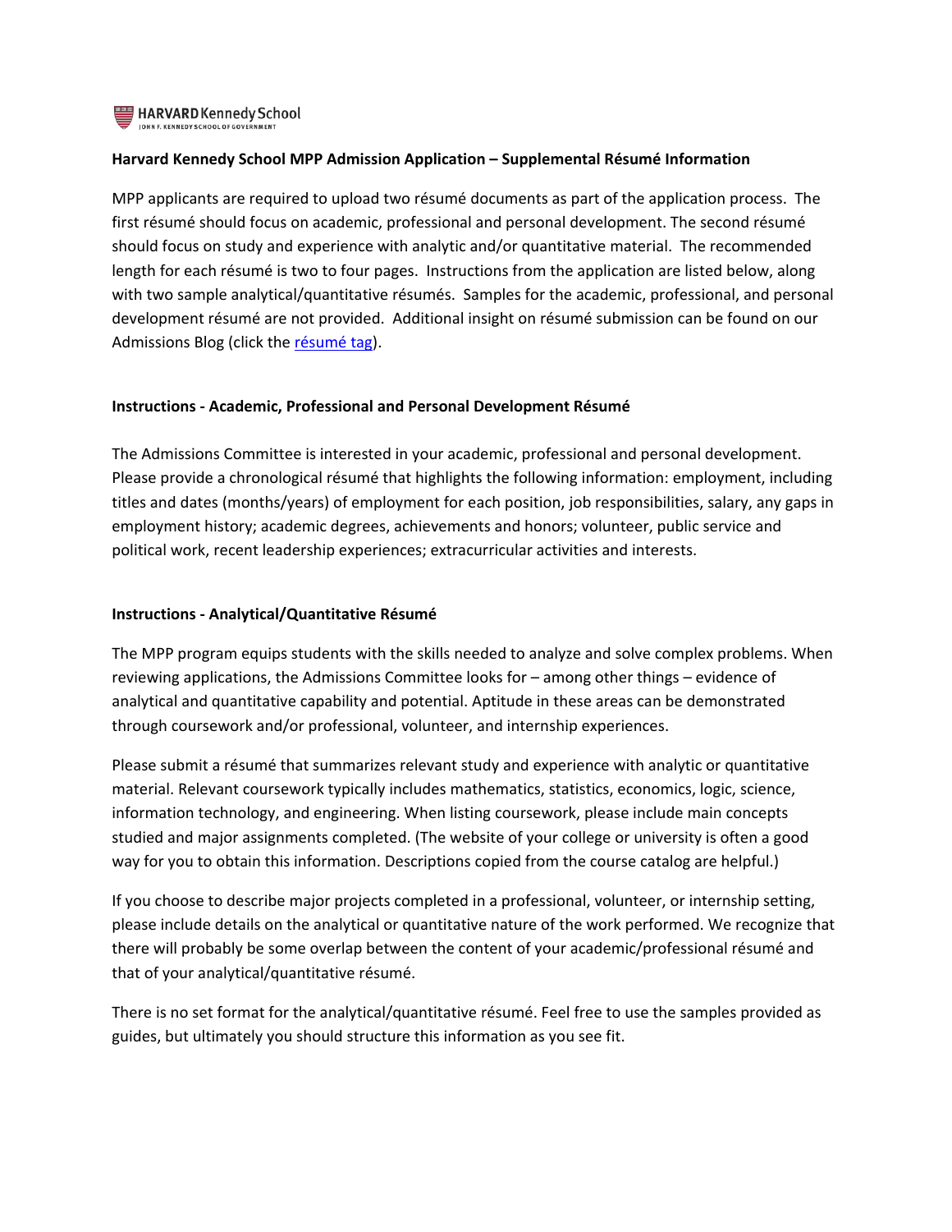HARVARD Kennedy School
JOHN F. KENNEDY SCHOOL OF GOVERNMENT

**Harvard Kennedy School MPP Admission Application – Supplemental Résumé Information**

MPP applicants are required to upload two résumé documents as part of the application process. The first résumé should focus on academic, professional and personal development. The second résumé should focus on study and experience with analytic and/or quantitative material. The recommended length for each résumé is two to four pages. Instructions from the application are listed below, along with two sample analytical/quantitative résumés. Samples for the academic, professional, and personal development résumé are not provided. Additional insight on résumé submission can be found on our Admissions Blog (click the résumé tag).

**Instructions - Academic, Professional and Personal Development Résumé**

The Admissions Committee is interested in your academic, professional and personal development. Please provide a chronological résumé that highlights the following information: employment, including titles and dates (months/years) of employment for each position, job responsibilities, salary, any gaps in employment history; academic degrees, achievements and honors; volunteer, public service and political work, recent leadership experiences; extracurricular activities and interests.

**Instructions - Analytical/Quantitative Résumé**

The MPP program equips students with the skills needed to analyze and solve complex problems. When reviewing applications, the Admissions Committee looks for – among other things – evidence of analytical and quantitative capability and potential. Aptitude in these areas can be demonstrated through coursework and/or professional, volunteer, and internship experiences.

Please submit a résumé that summarizes relevant study and experience with analytic or quantitative material. Relevant coursework typically includes mathematics, statistics, economics, logic, science, information technology, and engineering. When listing coursework, please include main concepts studied and major assignments completed. (The website of your college or university is often a good way for you to obtain this information. Descriptions copied from the course catalog are helpful.)

If you choose to describe major projects completed in a professional, volunteer, or internship setting, please include details on the analytical or quantitative nature of the work performed. We recognize that there will probably be some overlap between the content of your academic/professional résumé and that of your analytical/quantitative résumé.

There is no set format for the analytical/quantitative résumé. Feel free to use the samples provided as guides, but ultimately you should structure this information as you see fit.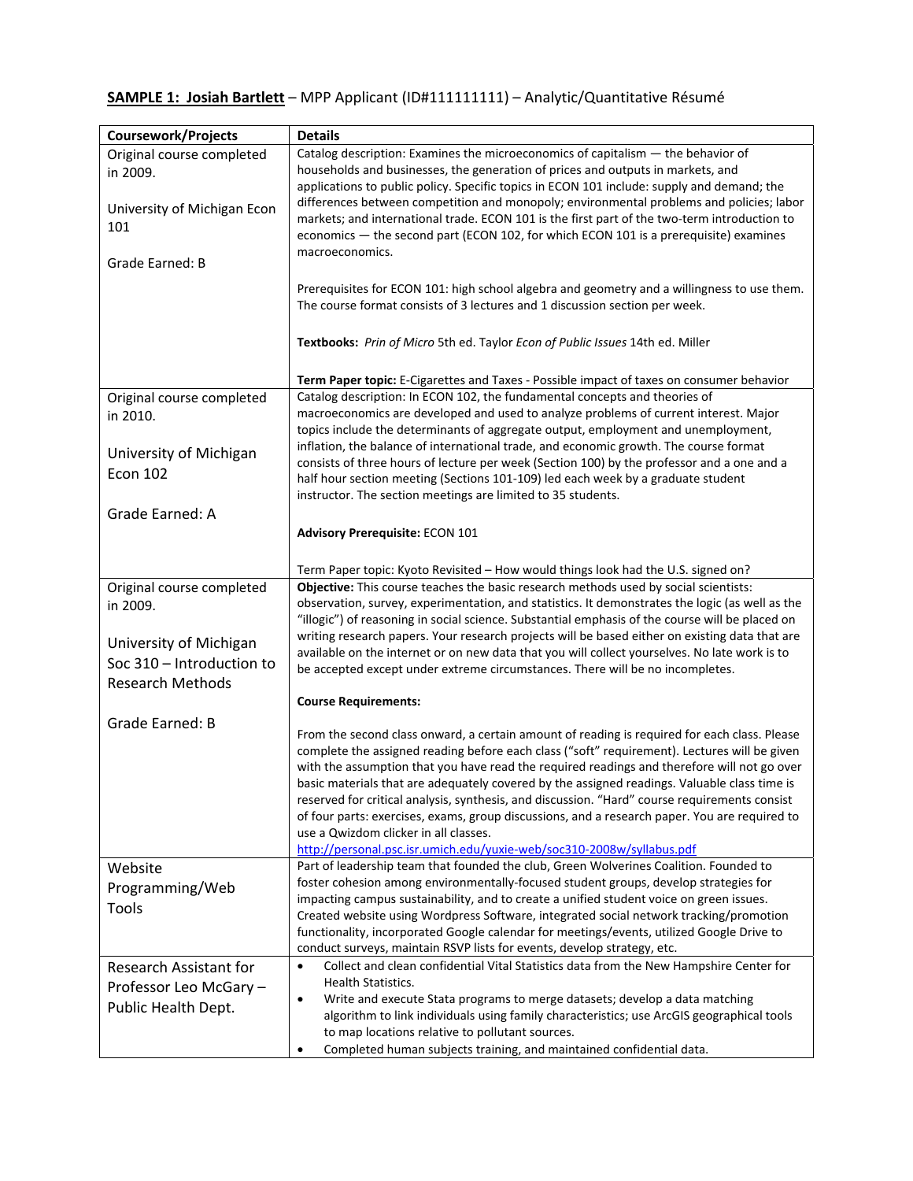**<u>SAMPLE 1: Josiah Bartlett</u>** – MPP Applicant (ID#111111111) – Analytic/Quantitative Résumé

| Coursework/Projects | Details |
| --- | --- |
| Original course completed in 2009.<br><br>University of Michigan Econ 101<br><br>Grade Earned: B | Catalog description: Examines the microeconomics of capitalism — the behavior of households and businesses, the generation of prices and outputs in markets, and applications to public policy. Specific topics in ECON 101 include: supply and demand; the differences between competition and monopoly; environmental problems and policies; labor markets; and international trade. ECON 101 is the first part of the two-term introduction to economics — the second part (ECON 102, for which ECON 101 is a prerequisite) examines macroeconomics.<br><br>Prerequisites for ECON 101: high school algebra and geometry and a willingness to use them. The course format consists of 3 lectures and 1 discussion section per week.<br><br>**Textbooks:** *Prin of Micro* 5th ed. Taylor *Econ of Public Issues* 14th ed. Miller<br><br>**Term Paper topic:** E-Cigarettes and Taxes - Possible impact of taxes on consumer behavior |
| Original course completed in 2010.<br><br>University of Michigan Econ 102<br><br>Grade Earned: A | Catalog description: In ECON 102, the fundamental concepts and theories of macroeconomics are developed and used to analyze problems of current interest. Major topics include the determinants of aggregate output, employment and unemployment, inflation, the balance of international trade, and economic growth. The course format consists of three hours of lecture per week (Section 100) by the professor and a one and a half hour section meeting (Sections 101-109) led each week by a graduate student instructor. The section meetings are limited to 35 students.<br><br>**Advisory Prerequisite:** ECON 101<br><br>Term Paper topic: Kyoto Revisited – How would things look had the U.S. signed on? |
| Original course completed in 2009.<br><br>University of Michigan Soc 310 – Introduction to Research Methods<br><br>Grade Earned: B | **Objective:** This course teaches the basic research methods used by social scientists: observation, survey, experimentation, and statistics. It demonstrates the logic (as well as the "illogic") of reasoning in social science. Substantial emphasis of the course will be placed on writing research papers. Your research projects will be based either on existing data that are available on the internet or on new data that you will collect yourselves. No late work is to be accepted except under extreme circumstances. There will be no incompletes.<br><br>**Course Requirements:**<br><br>From the second class onward, a certain amount of reading is required for each class. Please complete the assigned reading before each class ("soft" requirement). Lectures will be given with the assumption that you have read the required readings and therefore will not go over basic materials that are adequately covered by the assigned readings. Valuable class time is reserved for critical analysis, synthesis, and discussion. "Hard" course requirements consist of four parts: exercises, exams, group discussions, and a research paper. You are required to use a Qwizdom clicker in all classes.<br>http://personal.psc.isr.umich.edu/yuxie-web/soc310-2008w/syllabus.pdf |
| Website Programming/Web Tools | Part of leadership team that founded the club, Green Wolverines Coalition. Founded to foster cohesion among environmentally-focused student groups, develop strategies for impacting campus sustainability, and to create a unified student voice on green issues. Created website using Wordpress Software, integrated social network tracking/promotion functionality, incorporated Google calendar for meetings/events, utilized Google Drive to conduct surveys, maintain RSVP lists for events, develop strategy, etc. |
| Research Assistant for Professor Leo McGary – Public Health Dept. | • Collect and clean confidential Vital Statistics data from the New Hampshire Center for Health Statistics.<br>• Write and execute Stata programs to merge datasets; develop a data matching algorithm to link individuals using family characteristics; use ArcGIS geographical tools to map locations relative to pollutant sources.<br>• Completed human subjects training, and maintained confidential data. |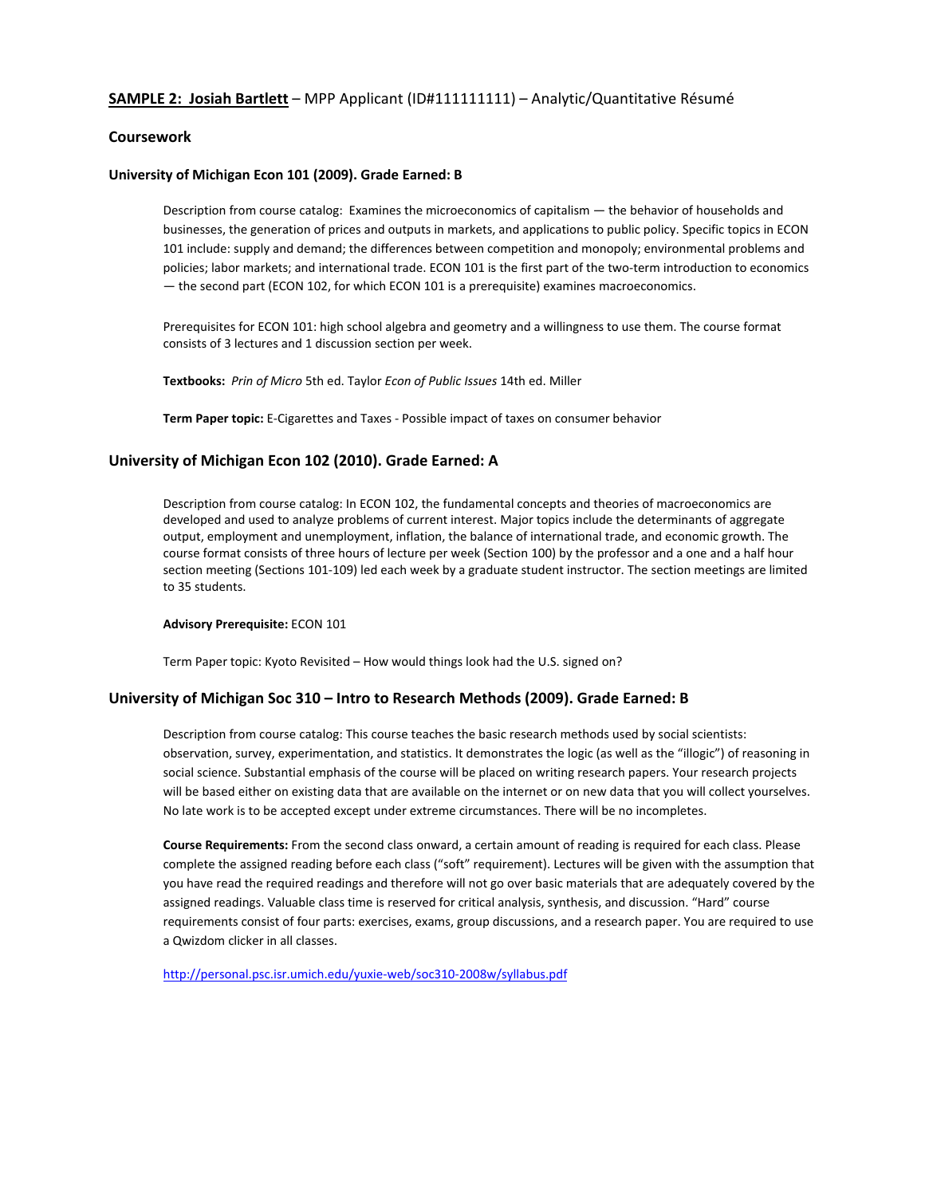**<u>SAMPLE 2: Josiah Bartlett</u>** – MPP Applicant (ID#111111111) – Analytic/Quantitative Résumé

### Coursework

#### University of Michigan Econ 101 (2009). Grade Earned: B

Description from course catalog: Examines the microeconomics of capitalism — the behavior of households and businesses, the generation of prices and outputs in markets, and applications to public policy. Specific topics in ECON 101 include: supply and demand; the differences between competition and monopoly; environmental problems and policies; labor markets; and international trade. ECON 101 is the first part of the two-term introduction to economics — the second part (ECON 102, for which ECON 101 is a prerequisite) examines macroeconomics.

Prerequisites for ECON 101: high school algebra and geometry and a willingness to use them. The course format consists of 3 lectures and 1 discussion section per week.

**Textbooks:** *Prin of Micro* 5th ed. Taylor *Econ of Public Issues* 14th ed. Miller

**Term Paper topic:** E-Cigarettes and Taxes - Possible impact of taxes on consumer behavior

### University of Michigan Econ 102 (2010). Grade Earned: A

Description from course catalog: In ECON 102, the fundamental concepts and theories of macroeconomics are developed and used to analyze problems of current interest. Major topics include the determinants of aggregate output, employment and unemployment, inflation, the balance of international trade, and economic growth. The course format consists of three hours of lecture per week (Section 100) by the professor and a one and a half hour section meeting (Sections 101-109) led each week by a graduate student instructor. The section meetings are limited to 35 students.

**Advisory Prerequisite:** ECON 101

Term Paper topic: Kyoto Revisited – How would things look had the U.S. signed on?

### University of Michigan Soc 310 – Intro to Research Methods (2009). Grade Earned: B

Description from course catalog: This course teaches the basic research methods used by social scientists: observation, survey, experimentation, and statistics. It demonstrates the logic (as well as the "illogic") of reasoning in social science. Substantial emphasis of the course will be placed on writing research papers. Your research projects will be based either on existing data that are available on the internet or on new data that you will collect yourselves. No late work is to be accepted except under extreme circumstances. There will be no incompletes.

**Course Requirements:** From the second class onward, a certain amount of reading is required for each class. Please complete the assigned reading before each class ("soft" requirement). Lectures will be given with the assumption that you have read the required readings and therefore will not go over basic materials that are adequately covered by the assigned readings. Valuable class time is reserved for critical analysis, synthesis, and discussion. "Hard" course requirements consist of four parts: exercises, exams, group discussions, and a research paper. You are required to use a Qwizdom clicker in all classes.

http://personal.psc.isr.umich.edu/yuxie-web/soc310-2008w/syllabus.pdf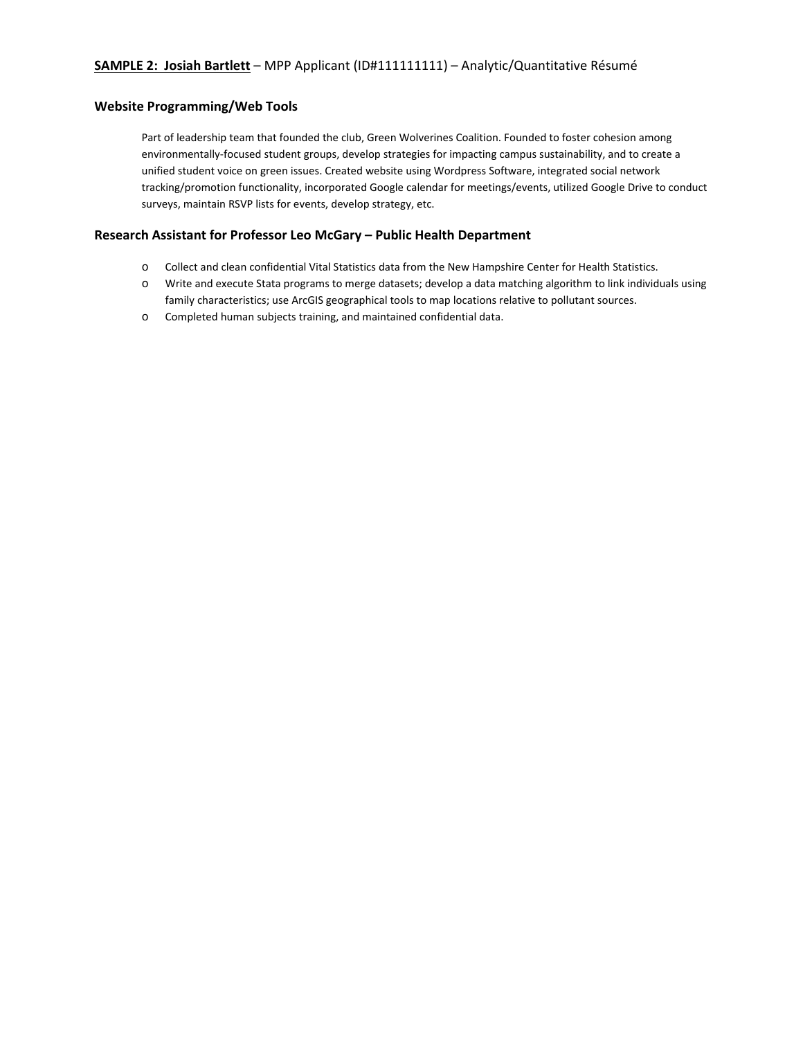**SAMPLE 2: Josiah Bartlett** – MPP Applicant (ID#111111111) – Analytic/Quantitative Résumé

### Website Programming/Web Tools

Part of leadership team that founded the club, Green Wolverines Coalition. Founded to foster cohesion among environmentally-focused student groups, develop strategies for impacting campus sustainability, and to create a unified student voice on green issues. Created website using Wordpress Software, integrated social network tracking/promotion functionality, incorporated Google calendar for meetings/events, utilized Google Drive to conduct surveys, maintain RSVP lists for events, develop strategy, etc.

### Research Assistant for Professor Leo McGary – Public Health Department

- Collect and clean confidential Vital Statistics data from the New Hampshire Center for Health Statistics.
- Write and execute Stata programs to merge datasets; develop a data matching algorithm to link individuals using family characteristics; use ArcGIS geographical tools to map locations relative to pollutant sources.
- Completed human subjects training, and maintained confidential data.